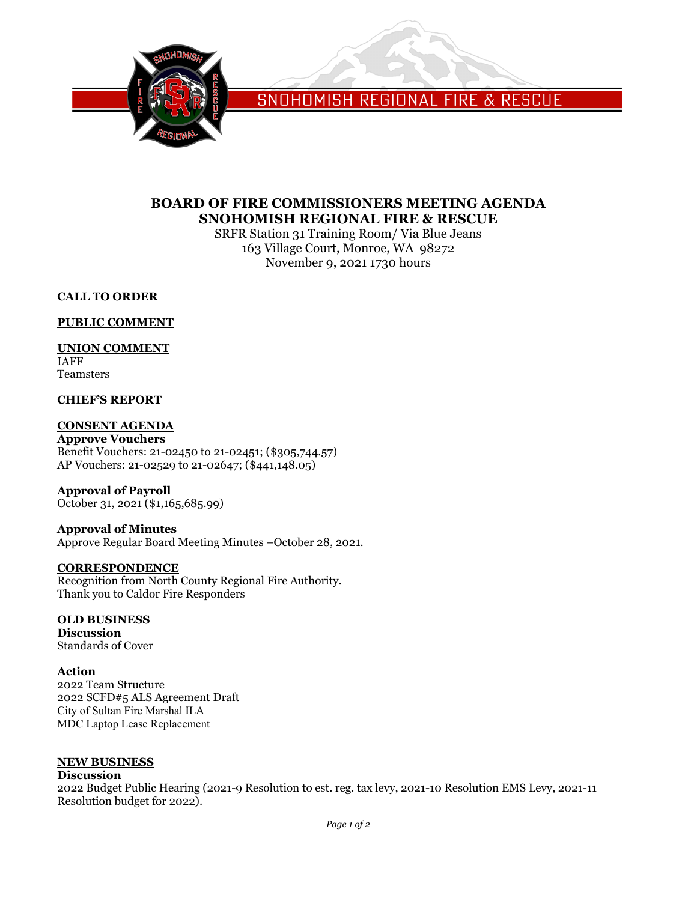SNOHOMISH REGIONAL FIRE & RESCUE

# BOARD OF FIRE COMMISSIONERS MEETING AGENDA
# SNOHOMISH REGIONAL FIRE & RESCUE

SRFR Station 31 Training Room/ Via Blue Jeans
163 Village Court, Monroe, WA 98272
November 9, 2021 1730 hours

## CALL TO ORDER

## PUBLIC COMMENT

## UNION COMMENT

IAFF
Teamsters

## CHIEF'S REPORT

## CONSENT AGENDA

**Approve Vouchers**
Benefit Vouchers: 21-02450 to 21-02451; ($305,744.57)
AP Vouchers: 21-02529 to 21-02647; ($441,148.05)

**Approval of Payroll**
October 31, 2021 ($1,165,685.99)

**Approval of Minutes**
Approve Regular Board Meeting Minutes –October 28, 2021.

## CORRESPONDENCE

Recognition from North County Regional Fire Authority.
Thank you to Caldor Fire Responders

## OLD BUSINESS

**Discussion**
Standards of Cover

**Action**
2022 Team Structure
2022 SCFD#5 ALS Agreement Draft
City of Sultan Fire Marshal ILA
MDC Laptop Lease Replacement

## NEW BUSINESS

**Discussion**
2022 Budget Public Hearing (2021-9 Resolution to est. reg. tax levy, 2021-10 Resolution EMS Levy, 2021-11 Resolution budget for 2022).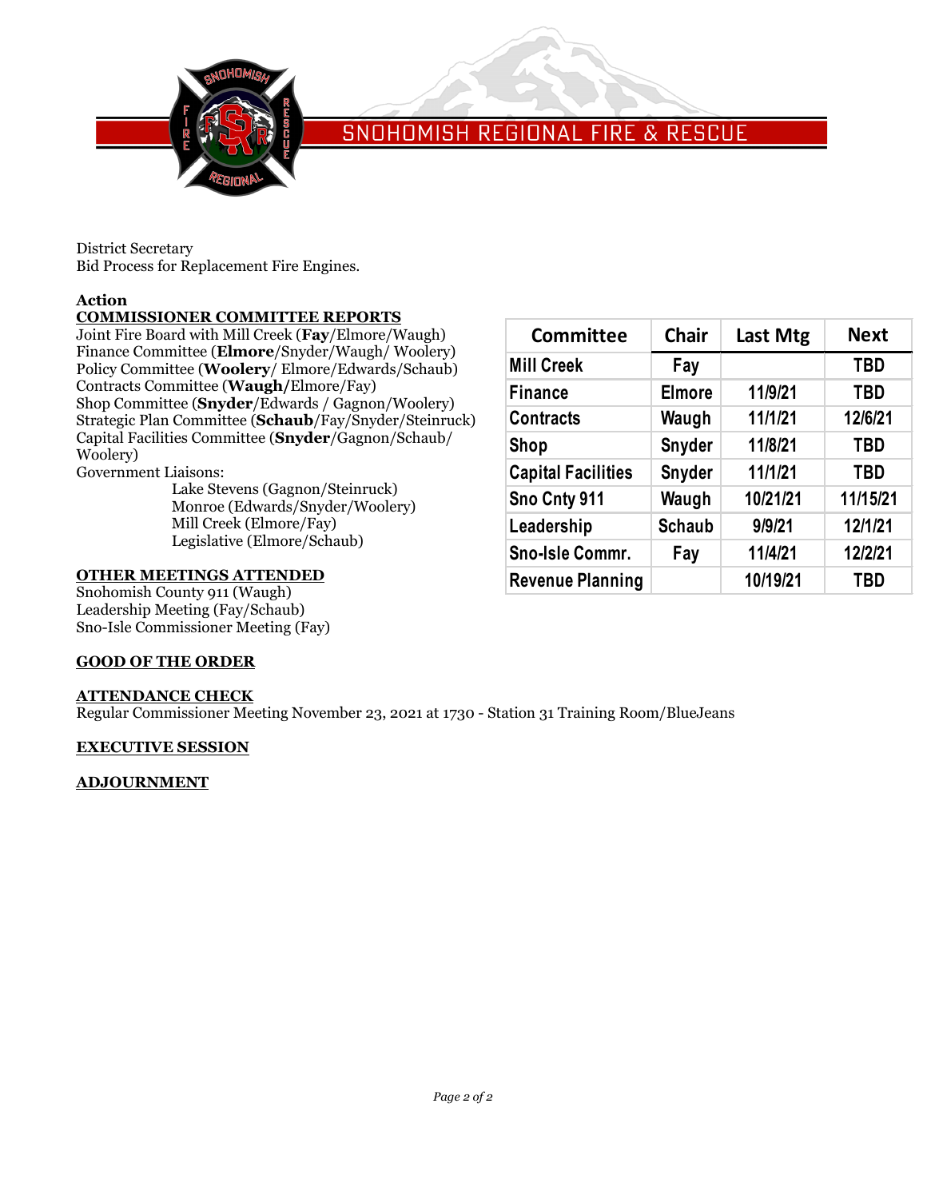SNOHOMISH REGIONAL FIRE & RESCUE

District Secretary
Bid Process for Replacement Fire Engines.

**Action**

**COMMISSIONER COMMITTEE REPORTS**

Joint Fire Board with Mill Creek (**Fay**/Elmore/Waugh)
Finance Committee (**Elmore**/Snyder/Waugh/ Woolery)
Policy Committee (**Woolery**/ Elmore/Edwards/Schaub)
Contracts Committee (**Waugh/**Elmore/Fay)
Shop Committee (**Snyder**/Edwards / Gagnon/Woolery)
Strategic Plan Committee (**Schaub**/Fay/Snyder/Steinruck)
Capital Facilities Committee (**Snyder**/Gagnon/Schaub/ Woolery)
Government Liaisons:
Lake Stevens (Gagnon/Steinruck)
Monroe (Edwards/Snyder/Woolery)
Mill Creek (Elmore/Fay)
Legislative (Elmore/Schaub)

| Committee | Chair | Last Mtg | Next |
|---|---|---|---|
| Mill Creek | Fay | | TBD |
| Finance | Elmore | 11/9/21 | TBD |
| Contracts | Waugh | 11/1/21 | 12/6/21 |
| Shop | Snyder | 11/8/21 | TBD |
| Capital Facilities | Snyder | 11/1/21 | TBD |
| Sno Cnty 911 | Waugh | 10/21/21 | 11/15/21 |
| Leadership | Schaub | 9/9/21 | 12/1/21 |
| Sno-Isle Commr. | Fay | 11/4/21 | 12/2/21 |
| Revenue Planning | | 10/19/21 | TBD |

**OTHER MEETINGS ATTENDED**

Snohomish County 911 (Waugh)
Leadership Meeting (Fay/Schaub)
Sno-Isle Commissioner Meeting (Fay)

**GOOD OF THE ORDER**

**ATTENDANCE CHECK**

Regular Commissioner Meeting November 23, 2021 at 1730 - Station 31 Training Room/BlueJeans

**EXECUTIVE SESSION**

**ADJOURNMENT**